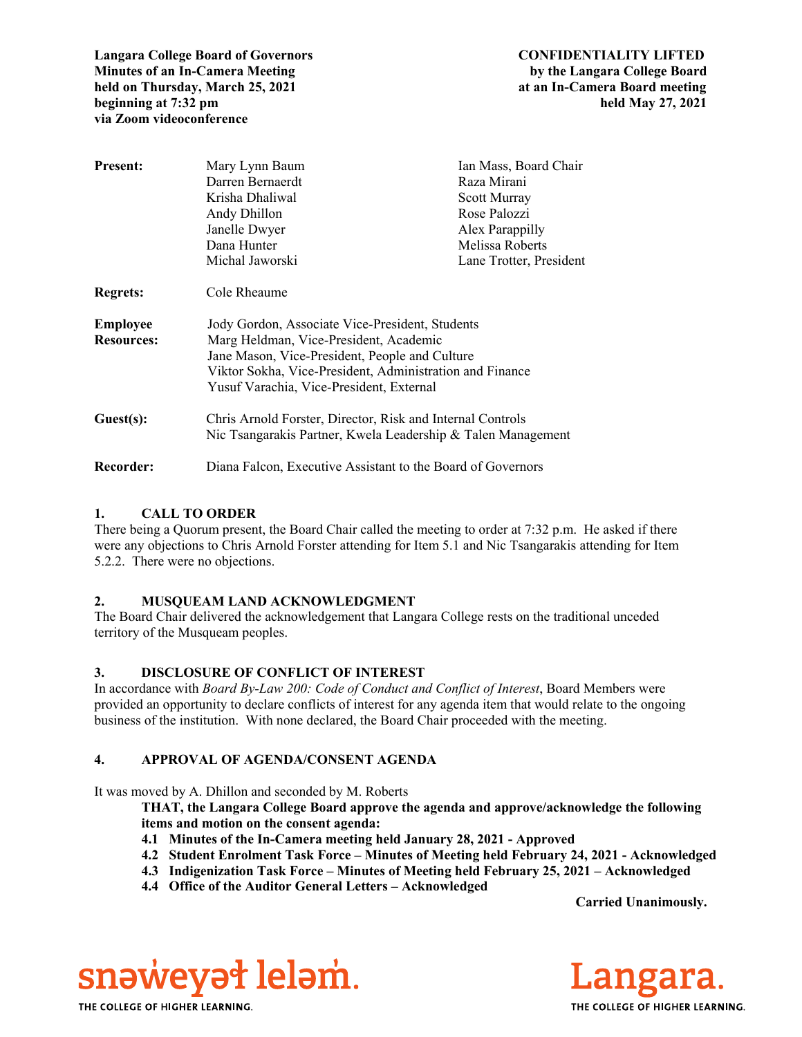**Langara College Board of Governors**
**Minutes of an In-Camera Meeting**
**held on Thursday, March 25, 2021**
**beginning at 7:32 pm**
**via Zoom videoconference**

**CONFIDENTIALITY LIFTED**
**by the Langara College Board**
**at an In-Camera Board meeting**
**held May 27, 2021**

| | | |
|---|---|---|
| **Present:** | Mary Lynn Baum | Ian Mass, Board Chair |
| | Darren Bernaerdt | Raza Mirani |
| | Krisha Dhaliwal | Scott Murray |
| | Andy Dhillon | Rose Palozzi |
| | Janelle Dwyer | Alex Parappilly |
| | Dana Hunter | Melissa Roberts |
| | Michal Jaworski | Lane Trotter, President |
| **Regrets:** | Cole Rheaume | |
| **Employee Resources:** | Jody Gordon, Associate Vice-President, Students | |
| | Marg Heldman, Vice-President, Academic | |
| | Jane Mason, Vice-President, People and Culture | |
| | Viktor Sokha, Vice-President, Administration and Finance | |
| | Yusuf Varachia, Vice-President, External | |
| **Guest(s):** | Chris Arnold Forster, Director, Risk and Internal Controls | |
| | Nic Tsangarakis Partner, Kwela Leadership & Talen Management | |
| **Recorder:** | Diana Falcon, Executive Assistant to the Board of Governors | |

## 1. CALL TO ORDER

There being a Quorum present, the Board Chair called the meeting to order at 7:32 p.m. He asked if there were any objections to Chris Arnold Forster attending for Item 5.1 and Nic Tsangarakis attending for Item 5.2.2. There were no objections.

## 2. MUSQUEAM LAND ACKNOWLEDGMENT

The Board Chair delivered the acknowledgement that Langara College rests on the traditional unceded territory of the Musqueam peoples.

## 3. DISCLOSURE OF CONFLICT OF INTEREST

In accordance with *Board By-Law 200: Code of Conduct and Conflict of Interest*, Board Members were provided an opportunity to declare conflicts of interest for any agenda item that would relate to the ongoing business of the institution. With none declared, the Board Chair proceeded with the meeting.

## 4. APPROVAL OF AGENDA/CONSENT AGENDA

It was moved by A. Dhillon and seconded by M. Roberts

> **THAT, the Langara College Board approve the agenda and approve/acknowledge the following items and motion on the consent agenda:**
> **4.1 Minutes of the In-Camera meeting held January 28, 2021 - Approved**
> **4.2 Student Enrolment Task Force – Minutes of Meeting held February 24, 2021 - Acknowledged**
> **4.3 Indigenization Task Force – Minutes of Meeting held February 25, 2021 – Acknowledged**
> **4.4 Office of the Auditor General Letters – Acknowledged**

**Carried Unanimously.**

snəw̓eyəɬ leləm̓. THE COLLEGE OF HIGHER LEARNING.

Langara. THE COLLEGE OF HIGHER LEARNING.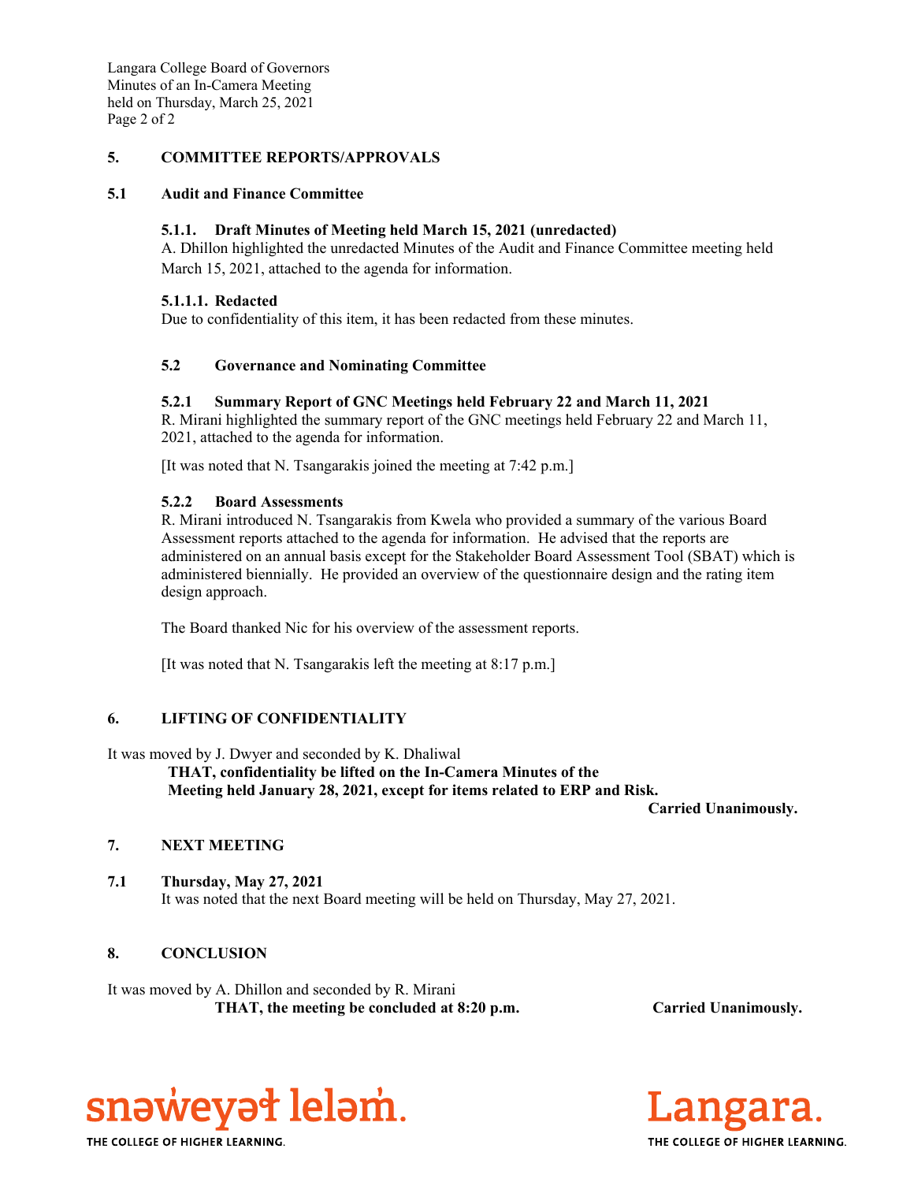## 5. COMMITTEE REPORTS/APPROVALS

### 5.1 Audit and Finance Committee

#### 5.1.1. Draft Minutes of Meeting held March 15, 2021 (unredacted)

A. Dhillon highlighted the unredacted Minutes of the Audit and Finance Committee meeting held March 15, 2021, attached to the agenda for information.

#### 5.1.1.1. Redacted

Due to confidentiality of this item, it has been redacted from these minutes.

### 5.2 Governance and Nominating Committee

#### 5.2.1 Summary Report of GNC Meetings held February 22 and March 11, 2021

R. Mirani highlighted the summary report of the GNC meetings held February 22 and March 11, 2021, attached to the agenda for information.

[It was noted that N. Tsangarakis joined the meeting at 7:42 p.m.]

#### 5.2.2 Board Assessments

R. Mirani introduced N. Tsangarakis from Kwela who provided a summary of the various Board Assessment reports attached to the agenda for information. He advised that the reports are administered on an annual basis except for the Stakeholder Board Assessment Tool (SBAT) which is administered biennially. He provided an overview of the questionnaire design and the rating item design approach.

The Board thanked Nic for his overview of the assessment reports.

[It was noted that N. Tsangarakis left the meeting at 8:17 p.m.]

## 6. LIFTING OF CONFIDENTIALITY

It was moved by J. Dwyer and seconded by K. Dhaliwal

**THAT, confidentiality be lifted on the In-Camera Minutes of the Meeting held January 28, 2021, except for items related to ERP and Risk.**

**Carried Unanimously.**

## 7. NEXT MEETING

### 7.1 Thursday, May 27, 2021

It was noted that the next Board meeting will be held on Thursday, May 27, 2021.

## 8. CONCLUSION

It was moved by A. Dhillon and seconded by R. Mirani

**THAT, the meeting be concluded at 8:20 p.m.** **Carried Unanimously.**